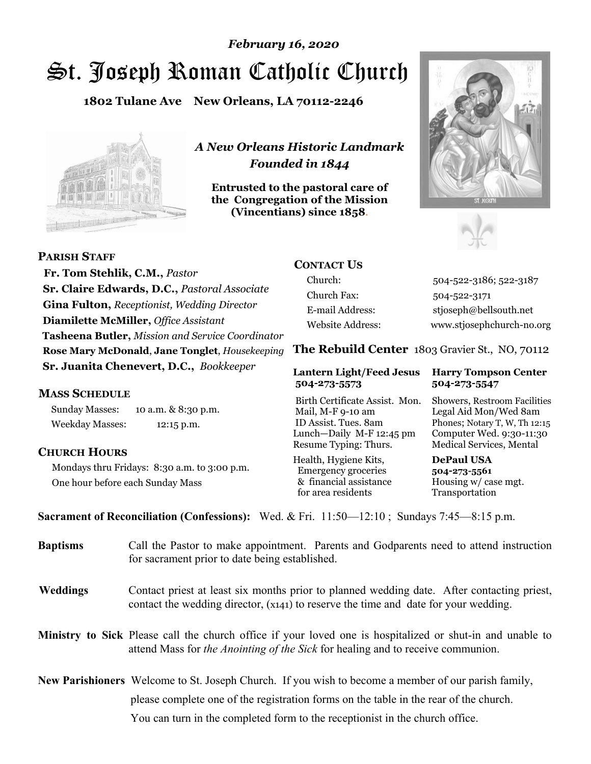*February 16, 2020*

# St. Joseph Roman Catholic Church

**1802 Tulane Ave New Orleans, LA 70112-2246**

*A New Orleans Historic Landmark*
*Founded in 1844*

**Entrusted to the pastoral care of the Congregation of the Mission (Vincentians) since 1858.**

**PARISH STAFF**

**Fr. Tom Stehlik, C.M.,** *Pastor*
**Sr. Claire Edwards, D.C.,** *Pastoral Associate*
**Gina Fulton,** *Receptionist, Wedding Director*
**Diamilette McMiller,** *Office Assistant*
**Tasheena Butler,** *Mission and Service Coordinator*
**Rose Mary McDonald**, **Jane Tonglet**, *Housekeeping*
**Sr. Juanita Chenevert, D.C.,** *Bookkeeper*

**MASS SCHEDULE**

Sunday Masses: 10 a.m. & 8:30 p.m.
Weekday Masses: 12:15 p.m.

**CHURCH HOURS**

Mondays thru Fridays: 8:30 a.m. to 3:00 p.m.
One hour before each Sunday Mass

**CONTACT US**

| | |
|---|---|
| Church: | 504-522-3186; 522-3187 |
| Church Fax: | 504-522-3171 |
| E-mail Address: | stjoseph@bellsouth.net |
| Website Address: | www.stjosephchurch-no.org |

**The Rebuild Center** 1803 Gravier St., NO, 70112

| **Lantern Light/Feed Jesus 504-273-5573** | **Harry Tompson Center 504-273-5547** |
|---|---|
| Birth Certificate Assist. Mon. Mail, M-F 9-10 am ID Assist. Tues. 8am Lunch—Daily M-F 12:45 pm Resume Typing: Thurs. | Showers, Restroom Facilities Legal Aid Mon/Wed 8am Phones; Notary T, W, Th 12:15 Computer Wed. 9:30-11:30 Medical Services, Mental |
| Health, Hygiene Kits, Emergency groceries & financial assistance for area residents | **DePaul USA 504-273-5561** Housing w/ case mgt. Transportation |

**Sacrament of Reconciliation (Confessions):** Wed. & Fri. 11:50—12:10 ; Sundays 7:45—8:15 p.m.

**Baptisms** Call the Pastor to make appointment. Parents and Godparents need to attend instruction for sacrament prior to date being established.

**Weddings** Contact priest at least six months prior to planned wedding date. After contacting priest, contact the wedding director, (x141) to reserve the time and date for your wedding.

**Ministry to Sick** Please call the church office if your loved one is hospitalized or shut-in and unable to attend Mass for *the Anointing of the Sick* for healing and to receive communion.

**New Parishioners** Welcome to St. Joseph Church. If you wish to become a member of our parish family, please complete one of the registration forms on the table in the rear of the church. You can turn in the completed form to the receptionist in the church office.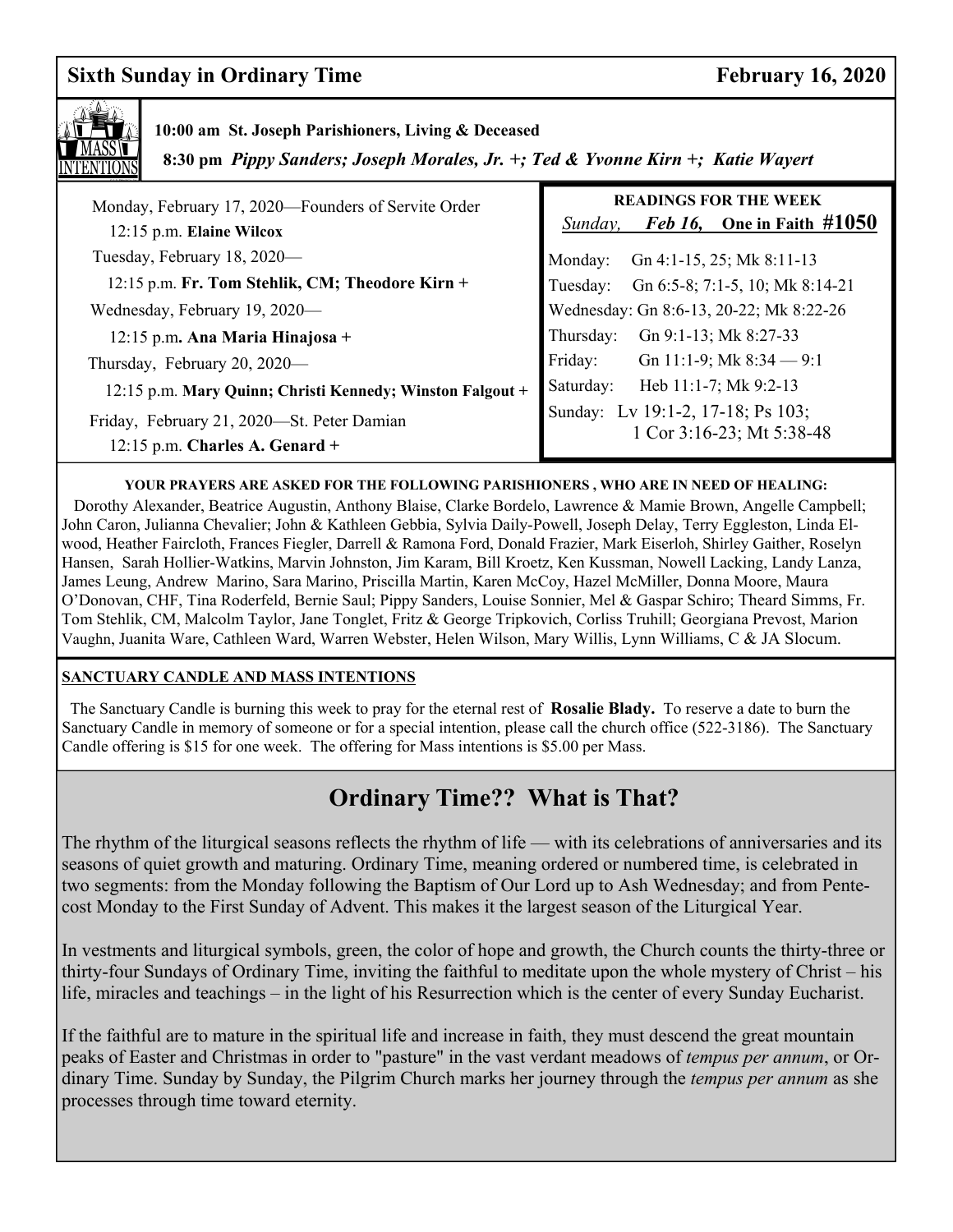**Sixth Sunday in Ordinary Time** **February 16, 2020**

**MASS INTENTIONS**

**10:00 am St. Joseph Parishioners, Living & Deceased**

**8:30 pm** ***Pippy Sanders; Joseph Morales, Jr. +; Ted & Yvonne Kirn +; Katie Wayert***

Monday, February 17, 2020—Founders of Servite Order
12:15 p.m. **Elaine Wilcox**

Tuesday, February 18, 2020—
12:15 p.m. **Fr. Tom Stehlik, CM; Theodore Kirn +**

Wednesday, February 19, 2020—
12:15 p.m**. Ana Maria Hinajosa +**

Thursday, February 20, 2020—
12:15 p.m. **Mary Quinn; Christi Kennedy; Winston Falgout +**

Friday, February 21, 2020—St. Peter Damian
12:15 p.m. **Charles A. Genard +**

**READINGS FOR THE WEEK**

*Sunday,* ***Feb 16,*** **One in Faith #1050**

Monday: Gn 4:1-15, 25; Mk 8:11-13
Tuesday: Gn 6:5-8; 7:1-5, 10; Mk 8:14-21
Wednesday: Gn 8:6-13, 20-22; Mk 8:22-26
Thursday: Gn 9:1-13; Mk 8:27-33
Friday: Gn 11:1-9; Mk 8:34 — 9:1
Saturday: Heb 11:1-7; Mk 9:2-13
Sunday: Lv 19:1-2, 17-18; Ps 103; 1 Cor 3:16-23; Mt 5:38-48

**YOUR PRAYERS ARE ASKED FOR THE FOLLOWING PARISHIONERS , WHO ARE IN NEED OF HEALING:**

Dorothy Alexander, Beatrice Augustin, Anthony Blaise, Clarke Bordelo, Lawrence & Mamie Brown, Angelle Campbell; John Caron, Julianna Chevalier; John & Kathleen Gebbia, Sylvia Daily-Powell, Joseph Delay, Terry Eggleston, Linda Elwood, Heather Faircloth, Frances Fiegler, Darrell & Ramona Ford, Donald Frazier, Mark Eiserloh, Shirley Gaither, Roselyn Hansen, Sarah Hollier-Watkins, Marvin Johnston, Jim Karam, Bill Kroetz, Ken Kussman, Nowell Lacking, Landy Lanza, James Leung, Andrew Marino, Sara Marino, Priscilla Martin, Karen McCoy, Hazel McMiller, Donna Moore, Maura O'Donovan, CHF, Tina Roderfeld, Bernie Saul; Pippy Sanders, Louise Sonnier, Mel & Gaspar Schiro; Theard Simms, Fr. Tom Stehlik, CM, Malcolm Taylor, Jane Tonglet, Fritz & George Tripkovich, Corliss Truhill; Georgiana Prevost, Marion Vaughn, Juanita Ware, Cathleen Ward, Warren Webster, Helen Wilson, Mary Willis, Lynn Williams, C & JA Slocum.

**SANCTUARY CANDLE AND MASS INTENTIONS**

The Sanctuary Candle is burning this week to pray for the eternal rest of **Rosalie Blady.** To reserve a date to burn the Sanctuary Candle in memory of someone or for a special intention, please call the church office (522-3186). The Sanctuary Candle offering is $15 for one week. The offering for Mass intentions is $5.00 per Mass.

## Ordinary Time?? What is That?

The rhythm of the liturgical seasons reflects the rhythm of life — with its celebrations of anniversaries and its seasons of quiet growth and maturing. Ordinary Time, meaning ordered or numbered time, is celebrated in two segments: from the Monday following the Baptism of Our Lord up to Ash Wednesday; and from Pentecost Monday to the First Sunday of Advent. This makes it the largest season of the Liturgical Year.

In vestments and liturgical symbols, green, the color of hope and growth, the Church counts the thirty-three or thirty-four Sundays of Ordinary Time, inviting the faithful to meditate upon the whole mystery of Christ – his life, miracles and teachings – in the light of his Resurrection which is the center of every Sunday Eucharist.

If the faithful are to mature in the spiritual life and increase in faith, they must descend the great mountain peaks of Easter and Christmas in order to "pasture" in the vast verdant meadows of *tempus per annum*, or Ordinary Time. Sunday by Sunday, the Pilgrim Church marks her journey through the *tempus per annum* as she processes through time toward eternity.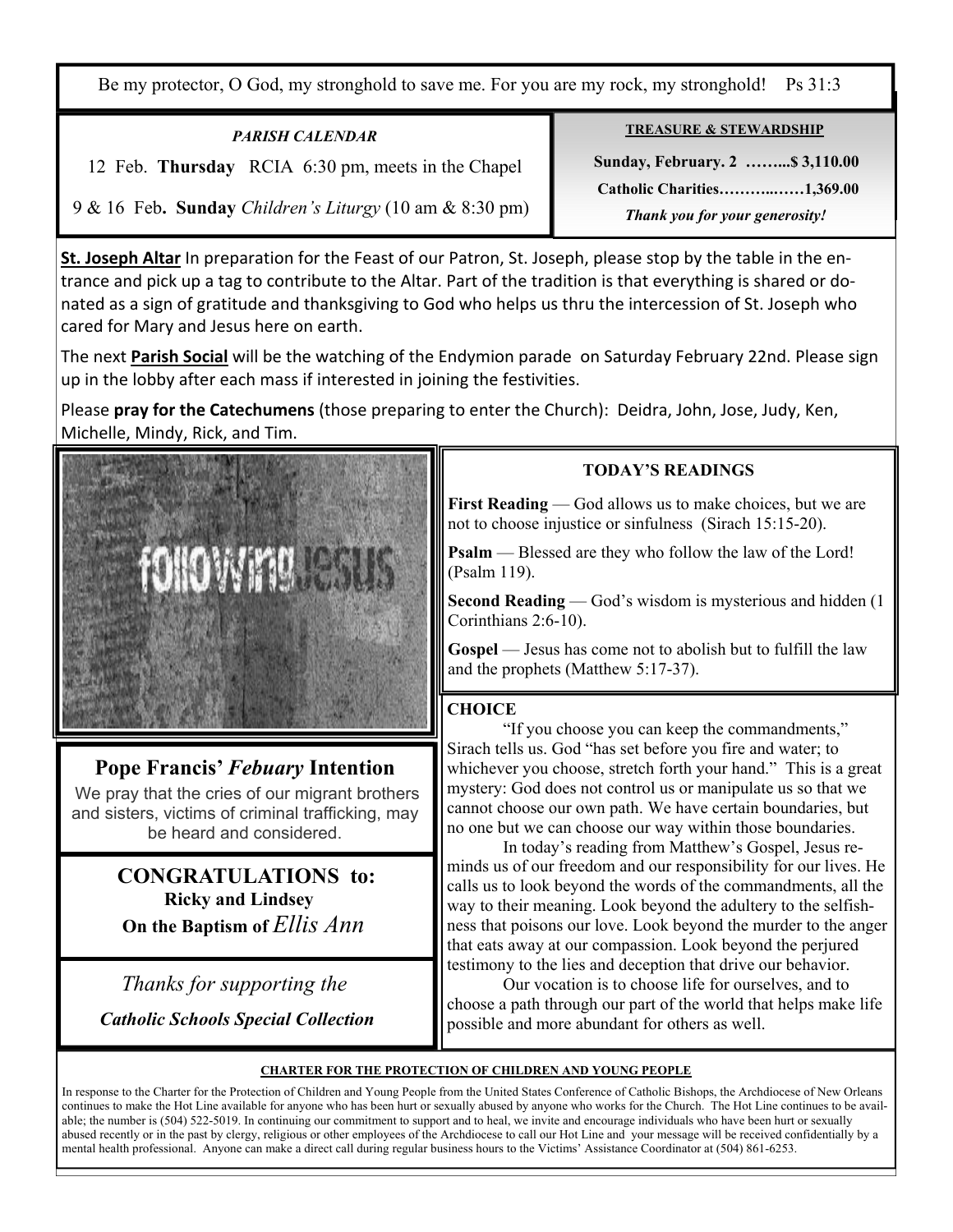Be my protector, O God, my stronghold to save me. For you are my rock, my stronghold! Ps 31:3

***PARISH CALENDAR***

12 Feb. **Thursday** RCIA 6:30 pm, meets in the Chapel

9 & 16 Feb**. Sunday** *Children's Liturgy* (10 am & 8:30 pm)

**TREASURE & STEWARDSHIP**

**Sunday, February. 2 ……...$ 3,110.00**

**Catholic Charities………..……1,369.00**

***Thank you for your generosity!***

**St. Joseph Altar** In preparation for the Feast of our Patron, St. Joseph, please stop by the table in the entrance and pick up a tag to contribute to the Altar. Part of the tradition is that everything is shared or donated as a sign of gratitude and thanksgiving to God who helps us thru the intercession of St. Joseph who cared for Mary and Jesus here on earth.

The next **Parish Social** will be the watching of the Endymion parade on Saturday February 22nd. Please sign up in the lobby after each mass if interested in joining the festivities.

Please **pray for the Catechumens** (those preparing to enter the Church): Deidra, John, Jose, Judy, Ken, Michelle, Mindy, Rick, and Tim.

## Pope Francis' *Febuary* Intention

We pray that the cries of our migrant brothers and sisters, victims of criminal trafficking, may be heard and considered.

## CONGRATULATIONS to:

**Ricky and Lindsey**

**On the Baptism of** *Ellis Ann*

*Thanks for supporting the*

***Catholic Schools Special Collection***

## TODAY'S READINGS

**First Reading** — God allows us to make choices, but we are not to choose injustice or sinfulness (Sirach 15:15-20).

**Psalm** — Blessed are they who follow the law of the Lord! (Psalm 119).

**Second Reading** — God's wisdom is mysterious and hidden (1 Corinthians 2:6-10).

**Gospel** — Jesus has come not to abolish but to fulfill the law and the prophets (Matthew 5:17-37).

## CHOICE

"If you choose you can keep the commandments," Sirach tells us. God "has set before you fire and water; to whichever you choose, stretch forth your hand." This is a great mystery: God does not control us or manipulate us so that we cannot choose our own path. We have certain boundaries, but no one but we can choose our way within those boundaries.

In today's reading from Matthew's Gospel, Jesus reminds us of our freedom and our responsibility for our lives. He calls us to look beyond the words of the commandments, all the way to their meaning. Look beyond the adultery to the selfishness that poisons our love. Look beyond the murder to the anger that eats away at our compassion. Look beyond the perjured testimony to the lies and deception that drive our behavior.

Our vocation is to choose life for ourselves, and to choose a path through our part of the world that helps make life possible and more abundant for others as well.

**CHARTER FOR THE PROTECTION OF CHILDREN AND YOUNG PEOPLE**

In response to the Charter for the Protection of Children and Young People from the United States Conference of Catholic Bishops, the Archdiocese of New Orleans continues to make the Hot Line available for anyone who has been hurt or sexually abused by anyone who works for the Church. The Hot Line continues to be available; the number is (504) 522-5019. In continuing our commitment to support and to heal, we invite and encourage individuals who have been hurt or sexually abused recently or in the past by clergy, religious or other employees of the Archdiocese to call our Hot Line and your message will be received confidentially by a mental health professional. Anyone can make a direct call during regular business hours to the Victims' Assistance Coordinator at (504) 861-6253.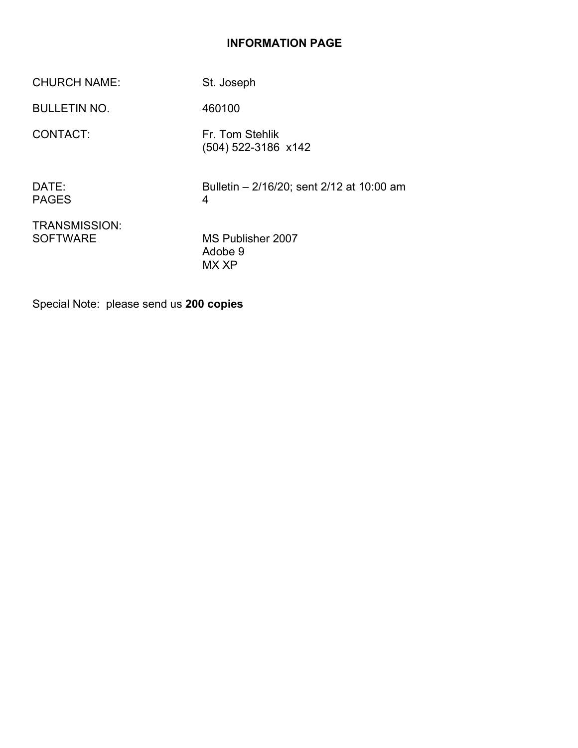**INFORMATION PAGE**

| | |
|---|---|
| CHURCH NAME: | St. Joseph |
| BULLETIN NO. | 460100 |
| CONTACT: | Fr. Tom Stehlik<br>(504) 522-3186  x142 |
| DATE:<br>PAGES | Bulletin – 2/16/20; sent 2/12 at 10:00 am<br>4 |
| TRANSMISSION:<br>SOFTWARE | MS Publisher 2007<br>Adobe 9<br>MX XP |

Special Note:  please send us **200 copies**